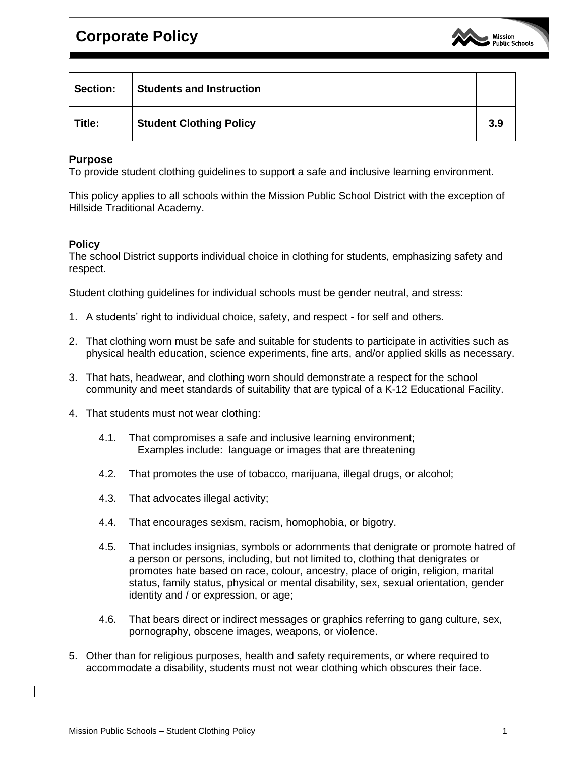# Corporate Policy

| Section: | Students and Instruction | |
|---|---|---|
| **Title:** | **Student Clothing Policy** | **3.9** |

**Purpose**
To provide student clothing guidelines to support a safe and inclusive learning environment.

This policy applies to all schools within the Mission Public School District with the exception of Hillside Traditional Academy.

**Policy**
The school District supports individual choice in clothing for students, emphasizing safety and respect.

Student clothing guidelines for individual schools must be gender neutral, and stress:

1. A students' right to individual choice, safety, and respect - for self and others.

2. That clothing worn must be safe and suitable for students to participate in activities such as physical health education, science experiments, fine arts, and/or applied skills as necessary.

3. That hats, headwear, and clothing worn should demonstrate a respect for the school community and meet standards of suitability that are typical of a K-12 Educational Facility.

4. That students must not wear clothing:

    4.1. That compromises a safe and inclusive learning environment;
    Examples include: language or images that are threatening

    4.2. That promotes the use of tobacco, marijuana, illegal drugs, or alcohol;

    4.3. That advocates illegal activity;

    4.4. That encourages sexism, racism, homophobia, or bigotry.

    4.5. That includes insignias, symbols or adornments that denigrate or promote hatred of a person or persons, including, but not limited to, clothing that denigrates or promotes hate based on race, colour, ancestry, place of origin, religion, marital status, family status, physical or mental disability, sex, sexual orientation, gender identity and / or expression, or age;

    4.6. That bears direct or indirect messages or graphics referring to gang culture, sex, pornography, obscene images, weapons, or violence.

5. Other than for religious purposes, health and safety requirements, or where required to accommodate a disability, students must not wear clothing which obscures their face.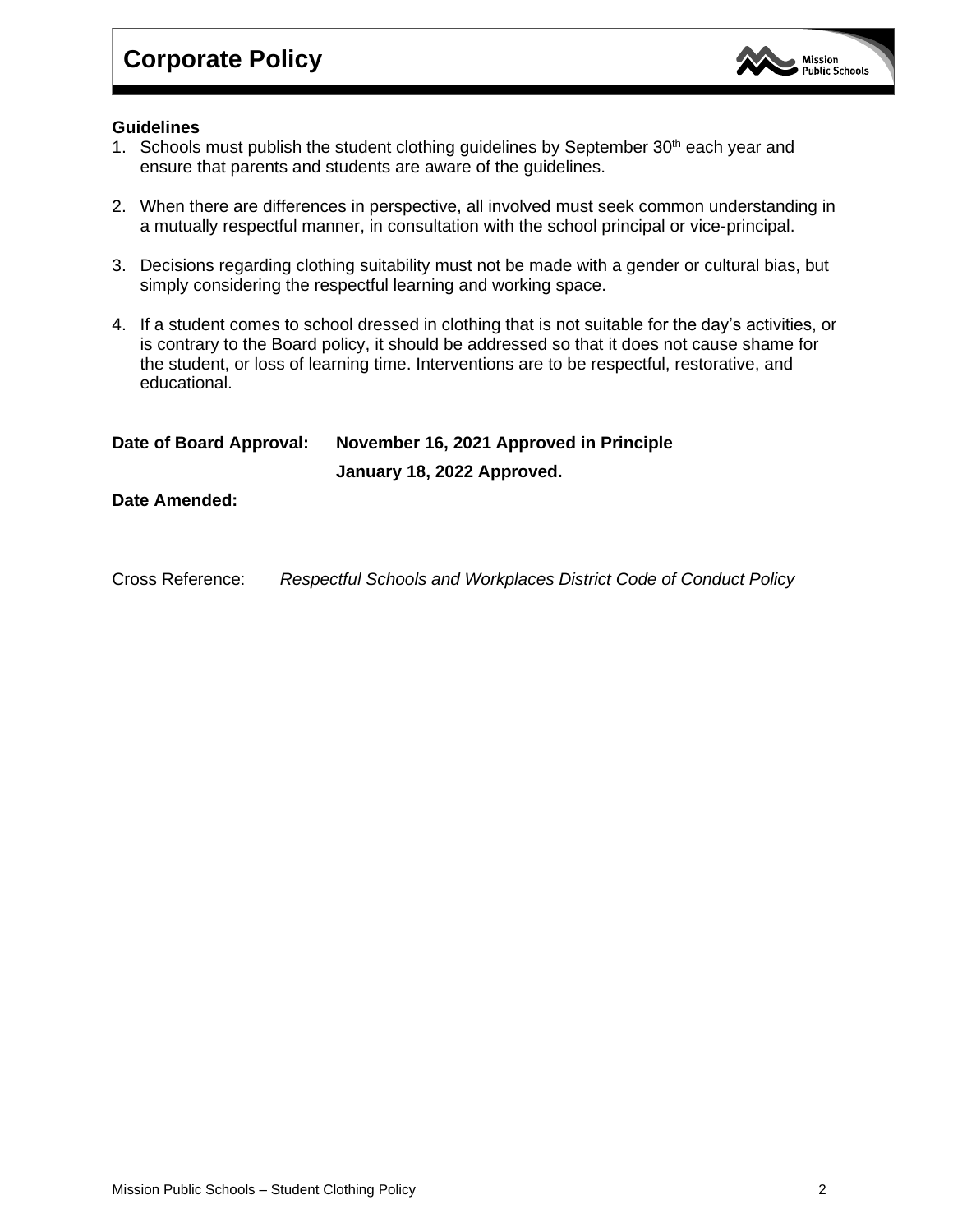**Guidelines**

1. Schools must publish the student clothing guidelines by September 30th each year and ensure that parents and students are aware of the guidelines.

2. When there are differences in perspective, all involved must seek common understanding in a mutually respectful manner, in consultation with the school principal or vice-principal.

3. Decisions regarding clothing suitability must not be made with a gender or cultural bias, but simply considering the respectful learning and working space.

4. If a student comes to school dressed in clothing that is not suitable for the day's activities, or is contrary to the Board policy, it should be addressed so that it does not cause shame for the student, or loss of learning time. Interventions are to be respectful, restorative, and educational.

**Date of Board Approval:** **November 16, 2021 Approved in Principle**
**January 18, 2022 Approved.**

**Date Amended:**

Cross Reference: *Respectful Schools and Workplaces District Code of Conduct Policy*